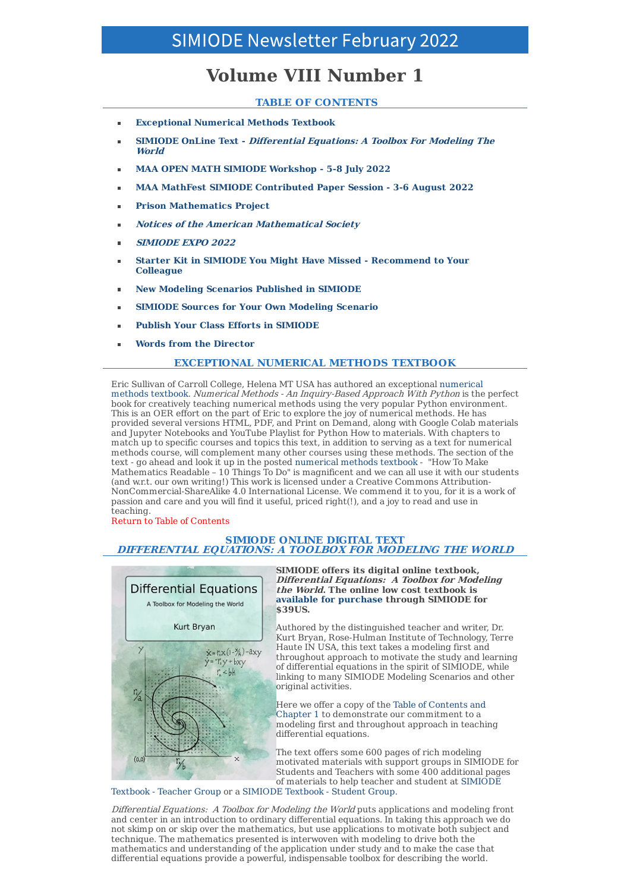# SIMIODE Newsletter February 2022

# Volume VIII Number 1

## TABLE OF CONTENTS

- **Exceptional Numerical Methods Textbook**
- **SIMIODE OnLine Text - *Differential Equations: A Toolbox For Modeling The World***
- **MAA OPEN MATH SIMIODE Workshop - 5-8 July 2022**
- **MAA MathFest SIMIODE Contributed Paper Session - 3-6 August 2022**
- **Prison Mathematics Project**
- ***Notices of the American Mathematical Society***
- ***SIMIODE EXPO 2022***
- **Starter Kit in SIMIODE You Might Have Missed - Recommend to Your Colleague**
- **New Modeling Scenarios Published in SIMIODE**
- **SIMIODE Sources for Your Own Modeling Scenario**
- **Publish Your Class Efforts in SIMIODE**
- **Words from the Director**

## EXCEPTIONAL NUMERICAL METHODS TEXTBOOK

Eric Sullivan of Carroll College, Helena MT USA has authored an exceptional numerical methods textbook. *Numerical Methods - An Inquiry-Based Approach With Python* is the perfect book for creatively teaching numerical methods using the very popular Python environment. This is an OER effort on the part of Eric to explore the joy of numerical methods. He has provided several versions HTML, PDF, and Print on Demand, along with Google Colab materials and Jupyter Notebooks and YouTube Playlist for Python How to materials. With chapters to match up to specific courses and topics this text, in addition to serving as a text for numerical methods course, will complement many other courses using these methods. The section of the text - go ahead and look it up in the posted numerical methods textbook - "How To Make Mathematics Readable – 10 Things To Do" is magnificent and we can all use it with our students (and w.r.t. our own writing!) This work is licensed under a Creative Commons Attribution-NonCommercial-ShareAlike 4.0 International License. We commend it to you, for it is a work of passion and care and you will find it useful, priced right(!), and a joy to read and use in teaching.

Return to Table of Contents

## SIMIODE ONLINE DIGITAL TEXT
## *DIFFERENTIAL EQUATIONS: A TOOLBOX FOR MODELING THE WORLD*

**SIMIODE offers its digital online textbook, *Differential Equations: A Toolbox for Modeling the World*. The online low cost textbook is available for purchase through SIMIODE for $39US.**

Authored by the distinguished teacher and writer, Dr. Kurt Bryan, Rose-Hulman Institute of Technology, Terre Haute IN USA, this text takes a modeling first and throughout approach to motivate the study and learning of differential equations in the spirit of SIMIODE, while linking to many SIMIODE Modeling Scenarios and other original activities.

Here we offer a copy of the Table of Contents and Chapter 1 to demonstrate our commitment to a modeling first and throughout approach in teaching differential equations.

The text offers some 600 pages of rich modeling motivated materials with support groups in SIMIODE for Students and Teachers with some 400 additional pages of materials to help teacher and student at SIMIODE Textbook - Teacher Group or a SIMIODE Textbook - Student Group.

*Differential Equations: A Toolbox for Modeling the World* puts applications and modeling front and center in an introduction to ordinary differential equations. In taking this approach we do not skimp on or skip over the mathematics, but use applications to motivate both subject and technique. The mathematics presented is interwoven with modeling to drive both the mathematics and understanding of the application under study and to make the case that differential equations provide a powerful, indispensable toolbox for describing the world.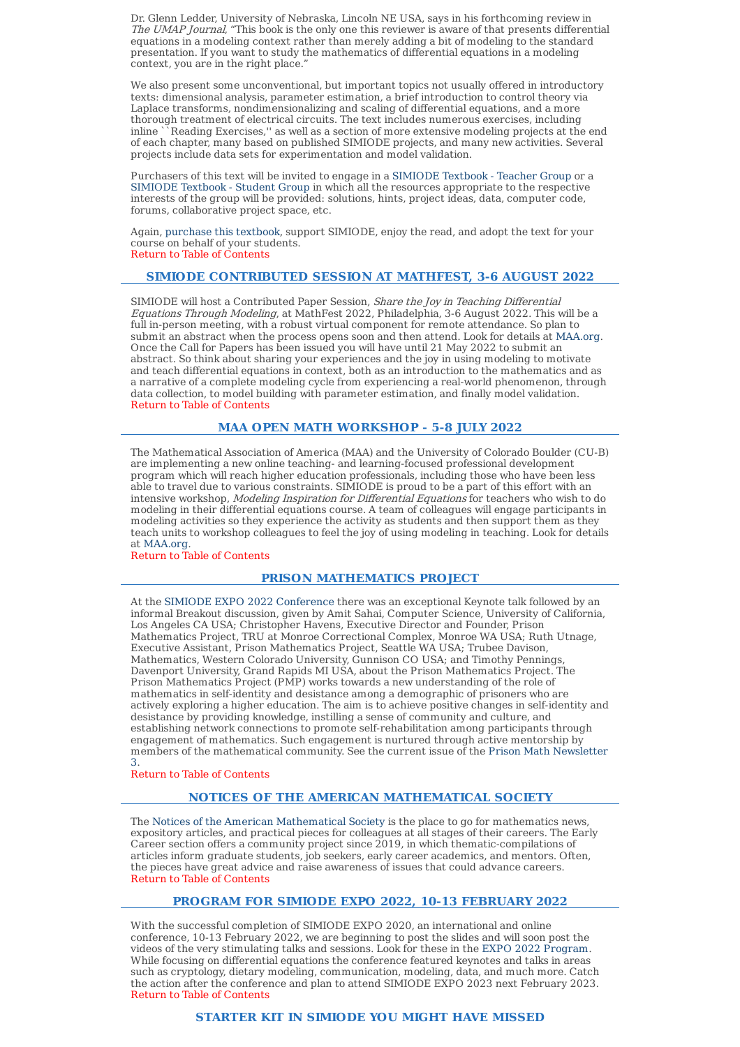Dr. Glenn Ledder, University of Nebraska, Lincoln NE USA, says in his forthcoming review in *The UMAP Journal*, "This book is the only one this reviewer is aware of that presents differential equations in a modeling context rather than merely adding a bit of modeling to the standard presentation. If you want to study the mathematics of differential equations in a modeling context, you are in the right place."

We also present some unconventional, but important topics not usually offered in introductory texts: dimensional analysis, parameter estimation, a brief introduction to control theory via Laplace transforms, nondimensionalizing and scaling of differential equations, and a more thorough treatment of electrical circuits. The text includes numerous exercises, including inline ``Reading Exercises,'' as well as a section of more extensive modeling projects at the end of each chapter, many based on published SIMIODE projects, and many new activities. Several projects include data sets for experimentation and model validation.

Purchasers of this text will be invited to engage in a SIMIODE Textbook - Teacher Group or a SIMIODE Textbook - Student Group in which all the resources appropriate to the respective interests of the group will be provided: solutions, hints, project ideas, data, computer code, forums, collaborative project space, etc.

Again, purchase this textbook, support SIMIODE, enjoy the read, and adopt the text for your course on behalf of your students.
Return to Table of Contents

## SIMIODE CONTRIBUTED SESSION AT MATHFEST, 3-6 AUGUST 2022

SIMIODE will host a Contributed Paper Session, *Share the Joy in Teaching Differential Equations Through Modeling*, at MathFest 2022, Philadelphia, 3-6 August 2022. This will be a full in-person meeting, with a robust virtual component for remote attendance. So plan to submit an abstract when the process opens soon and then attend. Look for details at MAA.org. Once the Call for Papers has been issued you will have until 21 May 2022 to submit an abstract. So think about sharing your experiences and the joy in using modeling to motivate and teach differential equations in context, both as an introduction to the mathematics and as a narrative of a complete modeling cycle from experiencing a real-world phenomenon, through data collection, to model building with parameter estimation, and finally model validation.
Return to Table of Contents

## MAA OPEN MATH WORKSHOP - 5-8 JULY 2022

The Mathematical Association of America (MAA) and the University of Colorado Boulder (CU-B) are implementing a new online teaching- and learning-focused professional development program which will reach higher education professionals, including those who have been less able to travel due to various constraints. SIMIODE is proud to be a part of this effort with an intensive workshop, *Modeling Inspiration for Differential Equations* for teachers who wish to do modeling in their differential equations course. A team of colleagues will engage participants in modeling activities so they experience the activity as students and then support them as they teach units to workshop colleagues to feel the joy of using modeling in teaching. Look for details at MAA.org.
Return to Table of Contents

## PRISON MATHEMATICS PROJECT

At the SIMIODE EXPO 2022 Conference there was an exceptional Keynote talk followed by an informal Breakout discussion, given by Amit Sahai, Computer Science, University of California, Los Angeles CA USA; Christopher Havens, Executive Director and Founder, Prison Mathematics Project, TRU at Monroe Correctional Complex, Monroe WA USA; Ruth Utnage, Executive Assistant, Prison Mathematics Project, Seattle WA USA; Trubee Davison, Mathematics, Western Colorado University, Gunnison CO USA; and Timothy Pennings, Davenport University, Grand Rapids MI USA, about the Prison Mathematics Project. The Prison Mathematics Project (PMP) works towards a new understanding of the role of mathematics in self-identity and desistance among a demographic of prisoners who are actively exploring a higher education. The aim is to achieve positive changes in self-identity and desistance by providing knowledge, instilling a sense of community and culture, and establishing network connections to promote self-rehabilitation among participants through engagement of mathematics. Such engagement is nurtured through active mentorship by members of the mathematical community. See the current issue of the Prison Math Newsletter 3.
Return to Table of Contents

## NOTICES OF THE AMERICAN MATHEMATICAL SOCIETY

The Notices of the American Mathematical Society is the place to go for mathematics news, expository articles, and practical pieces for colleagues at all stages of their careers. The Early Career section offers a community project since 2019, in which thematic-compilations of articles inform graduate students, job seekers, early career academics, and mentors. Often, the pieces have great advice and raise awareness of issues that could advance careers.
Return to Table of Contents

## PROGRAM FOR SIMIODE EXPO 2022, 10-13 FEBRUARY 2022

With the successful completion of SIMIODE EXPO 2020, an international and online conference, 10-13 February 2022, we are beginning to post the slides and will soon post the videos of the very stimulating talks and sessions. Look for these in the EXPO 2022 Program. While focusing on differential equations the conference featured keynotes and talks in areas such as cryptology, dietary modeling, communication, modeling, data, and much more. Catch the action after the conference and plan to attend SIMIODE EXPO 2023 next February 2023.
Return to Table of Contents

## STARTER KIT IN SIMIODE YOU MIGHT HAVE MISSED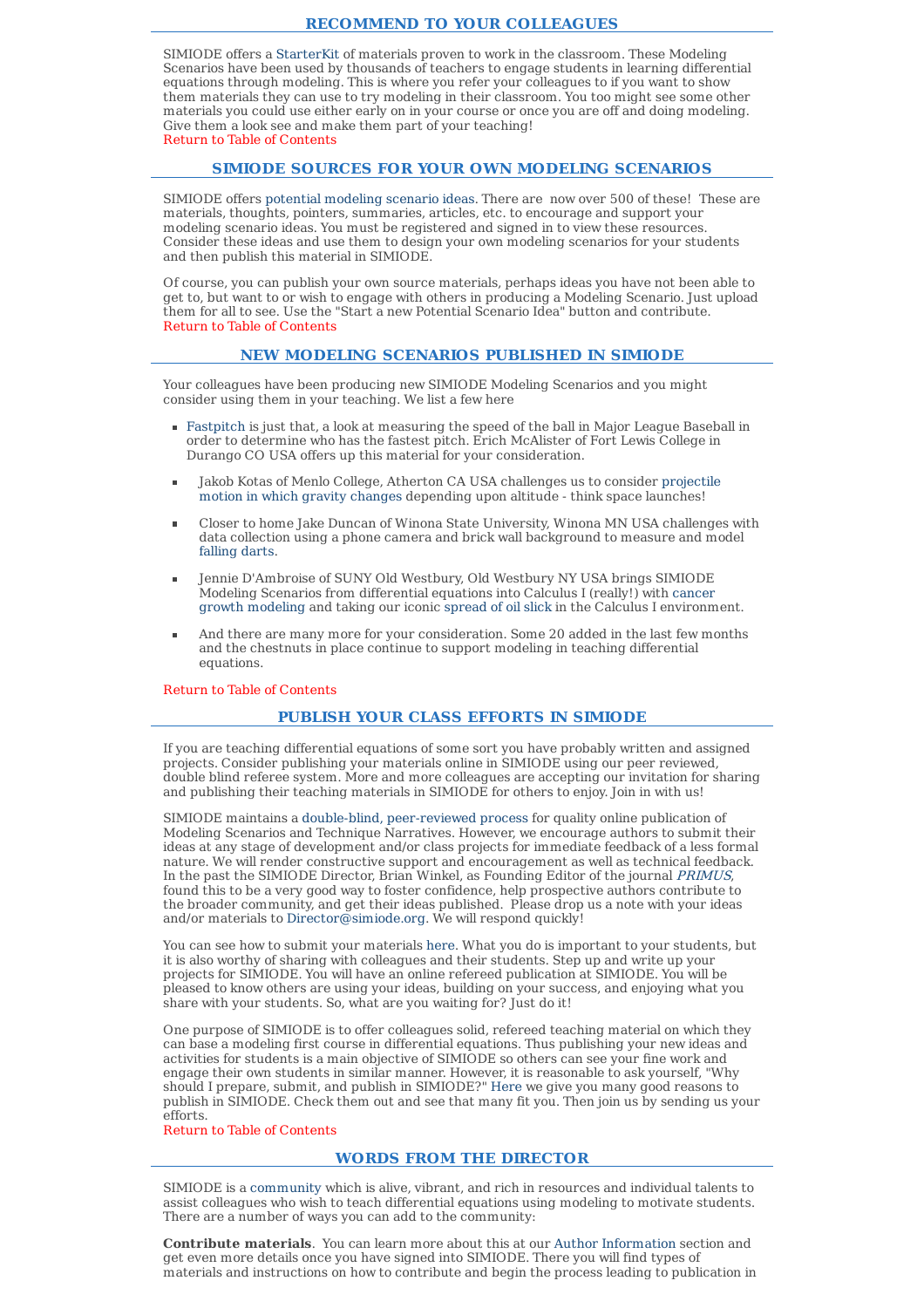## RECOMMEND TO YOUR COLLEAGUES

SIMIODE offers a StarterKit of materials proven to work in the classroom. These Modeling Scenarios have been used by thousands of teachers to engage students in learning differential equations through modeling. This is where you refer your colleagues to if you want to show them materials they can use to try modeling in their classroom. You too might see some other materials you could use either early on in your course or once you are off and doing modeling. Give them a look see and make them part of your teaching!
Return to Table of Contents

## SIMIODE SOURCES FOR YOUR OWN MODELING SCENARIOS

SIMIODE offers potential modeling scenario ideas. There are now over 500 of these! These are materials, thoughts, pointers, summaries, articles, etc. to encourage and support your modeling scenario ideas. You must be registered and signed in to view these resources. Consider these ideas and use them to design your own modeling scenarios for your students and then publish this material in SIMIODE.

Of course, you can publish your own source materials, perhaps ideas you have not been able to get to, but want to or wish to engage with others in producing a Modeling Scenario. Just upload them for all to see. Use the "Start a new Potential Scenario Idea" button and contribute.
Return to Table of Contents

## NEW MODELING SCENARIOS PUBLISHED IN SIMIODE

Your colleagues have been producing new SIMIODE Modeling Scenarios and you might consider using them in your teaching. We list a few here

- Fastpitch is just that, a look at measuring the speed of the ball in Major League Baseball in order to determine who has the fastest pitch. Erich McAlister of Fort Lewis College in Durango CO USA offers up this material for your consideration.
- Jakob Kotas of Menlo College, Atherton CA USA challenges us to consider projectile motion in which gravity changes depending upon altitude - think space launches!
- Closer to home Jake Duncan of Winona State University, Winona MN USA challenges with data collection using a phone camera and brick wall background to measure and model falling darts.
- Jennie D'Ambroise of SUNY Old Westbury, Old Westbury NY USA brings SIMIODE Modeling Scenarios from differential equations into Calculus I (really!) with cancer growth modeling and taking our iconic spread of oil slick in the Calculus I environment.
- And there are many more for your consideration. Some 20 added in the last few months and the chestnuts in place continue to support modeling in teaching differential equations.

Return to Table of Contents

## PUBLISH YOUR CLASS EFFORTS IN SIMIODE

If you are teaching differential equations of some sort you have probably written and assigned projects. Consider publishing your materials online in SIMIODE using our peer reviewed, double blind referee system. More and more colleagues are accepting our invitation for sharing and publishing their teaching materials in SIMIODE for others to enjoy. Join in with us!

SIMIODE maintains a double-blind, peer-reviewed process for quality online publication of Modeling Scenarios and Technique Narratives. However, we encourage authors to submit their ideas at any stage of development and/or class projects for immediate feedback of a less formal nature. We will render constructive support and encouragement as well as technical feedback. In the past the SIMIODE Director, Brian Winkel, as Founding Editor of the journal *PRIMUS*, found this to be a very good way to foster confidence, help prospective authors contribute to the broader community, and get their ideas published. Please drop us a note with your ideas and/or materials to Director@simiode.org. We will respond quickly!

You can see how to submit your materials here. What you do is important to your students, but it is also worthy of sharing with colleagues and their students. Step up and write up your projects for SIMIODE. You will have an online refereed publication at SIMIODE. You will be pleased to know others are using your ideas, building on your success, and enjoying what you share with your students. So, what are you waiting for? Just do it!

One purpose of SIMIODE is to offer colleagues solid, refereed teaching material on which they can base a modeling first course in differential equations. Thus publishing your new ideas and activities for students is a main objective of SIMIODE so others can see your fine work and engage their own students in similar manner. However, it is reasonable to ask yourself, "Why should I prepare, submit, and publish in SIMIODE?" Here we give you many good reasons to publish in SIMIODE. Check them out and see that many fit you. Then join us by sending us your efforts.
Return to Table of Contents

## WORDS FROM THE DIRECTOR

SIMIODE is a community which is alive, vibrant, and rich in resources and individual talents to assist colleagues who wish to teach differential equations using modeling to motivate students. There are a number of ways you can add to the community:

**Contribute materials**. You can learn more about this at our Author Information section and get even more details once you have signed into SIMIODE. There you will find types of materials and instructions on how to contribute and begin the process leading to publication in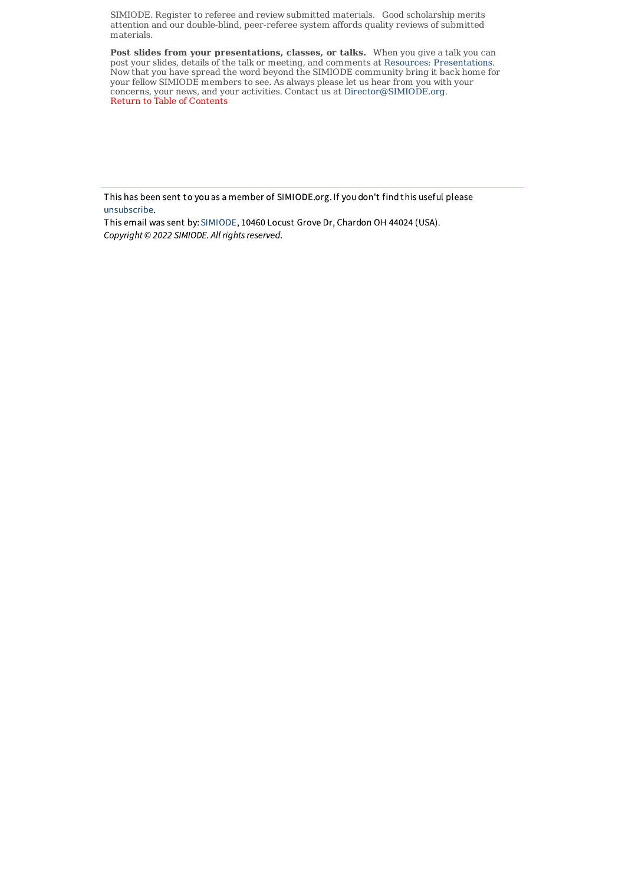SIMIODE. Register to referee and review submitted materials. Good scholarship merits attention and our double-blind, peer-referee system affords quality reviews of submitted materials.

**Post slides from your presentations, classes, or talks.** When you give a talk you can post your slides, details of the talk or meeting, and comments at Resources: Presentations. Now that you have spread the word beyond the SIMIODE community bring it back home for your fellow SIMIODE members to see. As always please let us hear from you with your concerns, your news, and your activities. Contact us at Director@SIMIODE.org.

Return to Table of Contents

---

This has been sent to you as a member of SIMIODE.org. If you don't find this useful please unsubscribe.

This email was sent by: SIMIODE, 10460 Locust Grove Dr, Chardon OH 44024 (USA).

*Copyright © 2022 SIMIODE. All rights reserved.*